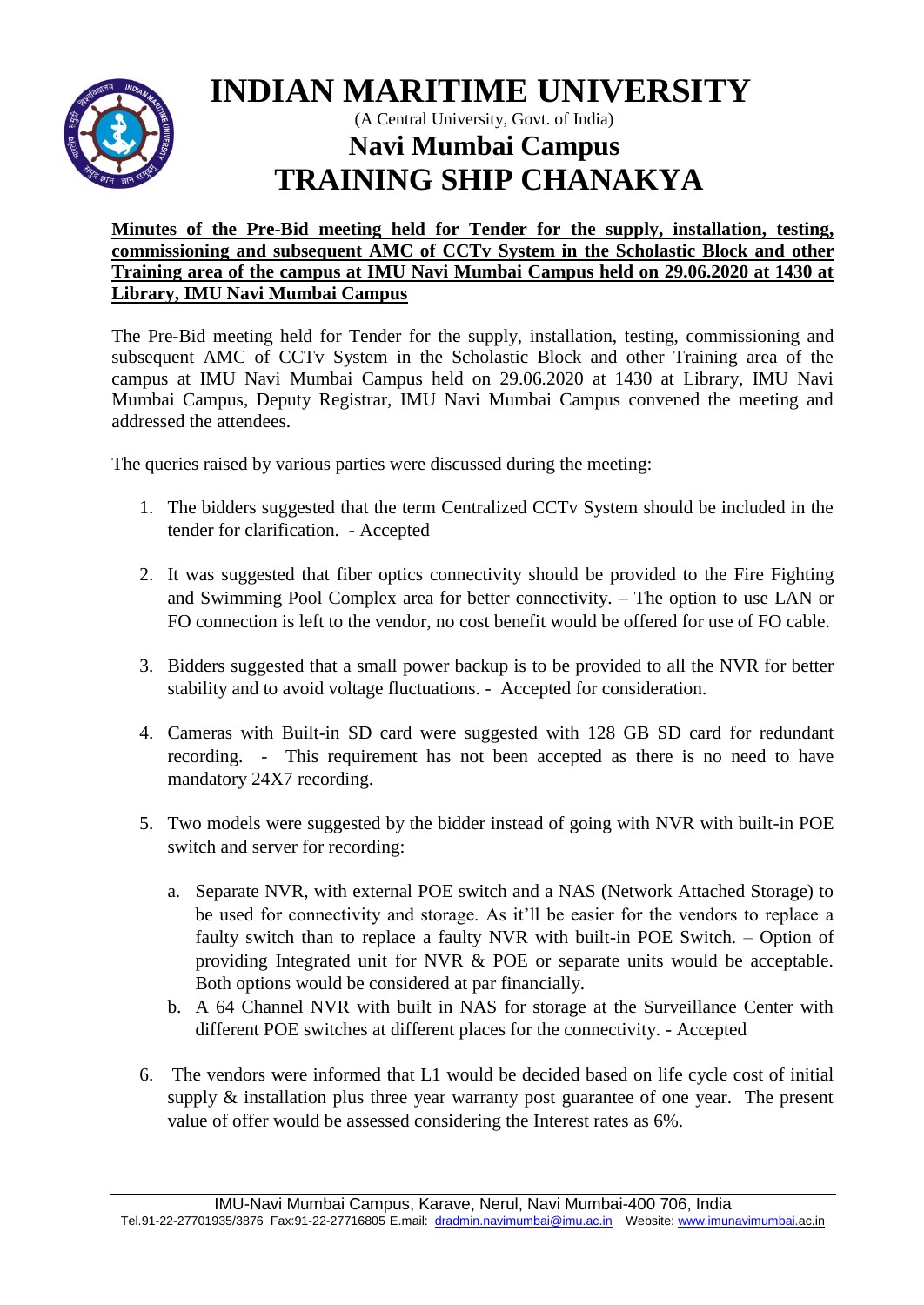# INDIAN MARITIME UNIVERSITY

(A Central University, Govt. of India)

## Navi Mumbai Campus

## TRAINING SHIP CHANAKYA

**Minutes of the Pre-Bid meeting held for Tender for the supply, installation, testing, commissioning and subsequent AMC of CCTv System in the Scholastic Block and other Training area of the campus at IMU Navi Mumbai Campus held on 29.06.2020 at 1430 at Library, IMU Navi Mumbai Campus**

The Pre-Bid meeting held for Tender for the supply, installation, testing, commissioning and subsequent AMC of CCTv System in the Scholastic Block and other Training area of the campus at IMU Navi Mumbai Campus held on 29.06.2020 at 1430 at Library, IMU Navi Mumbai Campus, Deputy Registrar, IMU Navi Mumbai Campus convened the meeting and addressed the attendees.

The queries raised by various parties were discussed during the meeting:

1. The bidders suggested that the term Centralized CCTv System should be included in the tender for clarification. - Accepted

2. It was suggested that fiber optics connectivity should be provided to the Fire Fighting and Swimming Pool Complex area for better connectivity. – The option to use LAN or FO connection is left to the vendor, no cost benefit would be offered for use of FO cable.

3. Bidders suggested that a small power backup is to be provided to all the NVR for better stability and to avoid voltage fluctuations. - Accepted for consideration.

4. Cameras with Built-in SD card were suggested with 128 GB SD card for redundant recording. - This requirement has not been accepted as there is no need to have mandatory 24X7 recording.

5. Two models were suggested by the bidder instead of going with NVR with built-in POE switch and server for recording:

   a. Separate NVR, with external POE switch and a NAS (Network Attached Storage) to be used for connectivity and storage. As it'll be easier for the vendors to replace a faulty switch than to replace a faulty NVR with built-in POE Switch. – Option of providing Integrated unit for NVR & POE or separate units would be acceptable. Both options would be considered at par financially.
   b. A 64 Channel NVR with built in NAS for storage at the Surveillance Center with different POE switches at different places for the connectivity. - Accepted

6. The vendors were informed that L1 would be decided based on life cycle cost of initial supply & installation plus three year warranty post guarantee of one year. The present value of offer would be assessed considering the Interest rates as 6%.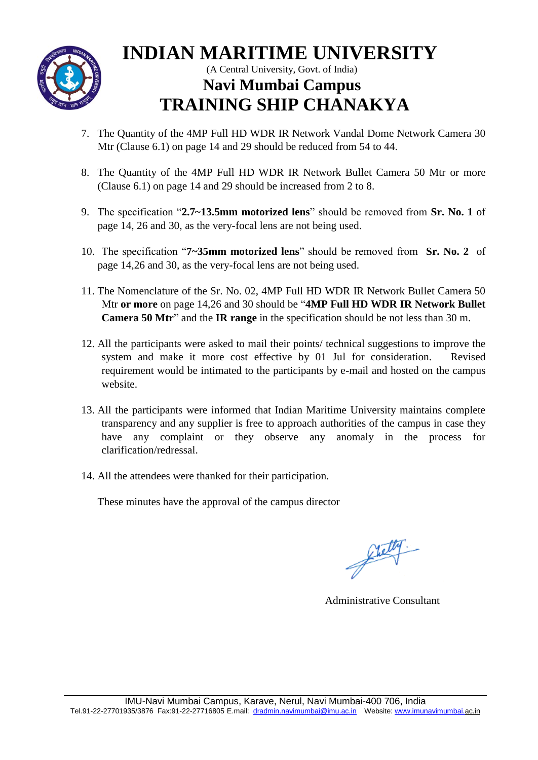# INDIAN MARITIME UNIVERSITY

(A Central University, Govt. of India)

## Navi Mumbai Campus

## TRAINING SHIP CHANAKYA

7. The Quantity of the 4MP Full HD WDR IR Network Vandal Dome Network Camera 30 Mtr (Clause 6.1) on page 14 and 29 should be reduced from 54 to 44.

8. The Quantity of the 4MP Full HD WDR IR Network Bullet Camera 50 Mtr or more (Clause 6.1) on page 14 and 29 should be increased from 2 to 8.

9. The specification "**2.7~13.5mm motorized lens**" should be removed from **Sr. No. 1** of page 14, 26 and 30, as the very-focal lens are not being used.

10. The specification "**7~35mm motorized lens**" should be removed from **Sr. No. 2** of page 14,26 and 30, as the very-focal lens are not being used.

11. The Nomenclature of the Sr. No. 02, 4MP Full HD WDR IR Network Bullet Camera 50 Mtr **or more** on page 14,26 and 30 should be "**4MP Full HD WDR IR Network Bullet Camera 50 Mtr**" and the **IR range** in the specification should be not less than 30 m.

12. All the participants were asked to mail their points/ technical suggestions to improve the system and make it more cost effective by 01 Jul for consideration. Revised requirement would be intimated to the participants by e-mail and hosted on the campus website.

13. All the participants were informed that Indian Maritime University maintains complete transparency and any supplier is free to approach authorities of the campus in case they have any complaint or they observe any anomaly in the process for clarification/redressal.

14. All the attendees were thanked for their participation.

These minutes have the approval of the campus director

Administrative Consultant

IMU-Navi Mumbai Campus, Karave, Nerul, Navi Mumbai-400 706, India
Tel.91-22-27701935/3876 Fax:91-22-27716805 E.mail: dradmin.navimumbai@imu.ac.in Website: www.imunavimumbai.ac.in